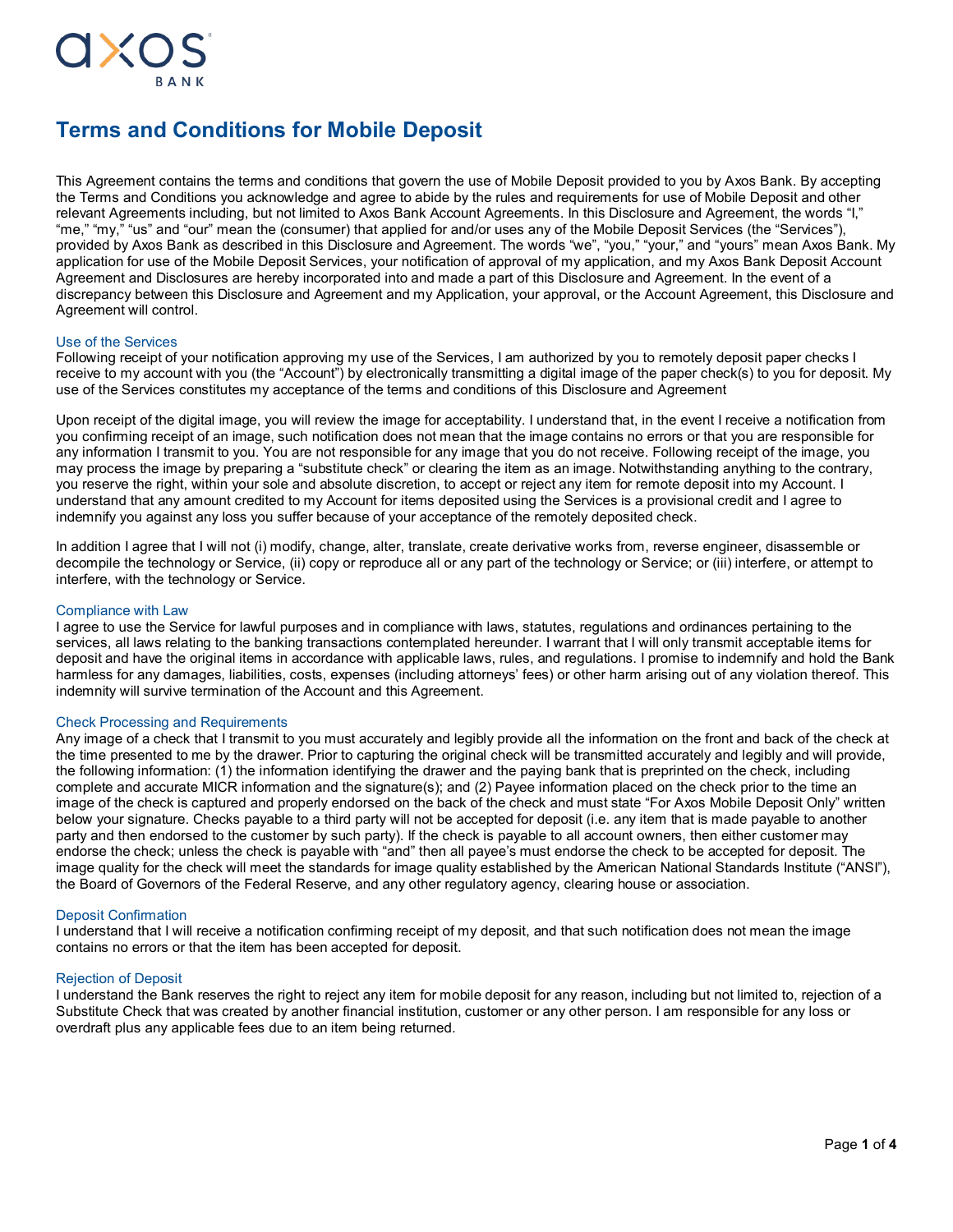axos BANK

# Terms and Conditions for Mobile Deposit

This Agreement contains the terms and conditions that govern the use of Mobile Deposit provided to you by Axos Bank. By accepting the Terms and Conditions you acknowledge and agree to abide by the rules and requirements for use of Mobile Deposit and other relevant Agreements including, but not limited to Axos Bank Account Agreements. In this Disclosure and Agreement, the words "I," "me," "my," "us" and "our" mean the (consumer) that applied for and/or uses any of the Mobile Deposit Services (the "Services"), provided by Axos Bank as described in this Disclosure and Agreement. The words "we", "you," "your," and "yours" mean Axos Bank. My application for use of the Mobile Deposit Services, your notification of approval of my application, and my Axos Bank Deposit Account Agreement and Disclosures are hereby incorporated into and made a part of this Disclosure and Agreement. In the event of a discrepancy between this Disclosure and Agreement and my Application, your approval, or the Account Agreement, this Disclosure and Agreement will control.

## Use of the Services

Following receipt of your notification approving my use of the Services, I am authorized by you to remotely deposit paper checks I receive to my account with you (the "Account") by electronically transmitting a digital image of the paper check(s) to you for deposit. My use of the Services constitutes my acceptance of the terms and conditions of this Disclosure and Agreement

Upon receipt of the digital image, you will review the image for acceptability. I understand that, in the event I receive a notification from you confirming receipt of an image, such notification does not mean that the image contains no errors or that you are responsible for any information I transmit to you. You are not responsible for any image that you do not receive. Following receipt of the image, you may process the image by preparing a "substitute check" or clearing the item as an image. Notwithstanding anything to the contrary, you reserve the right, within your sole and absolute discretion, to accept or reject any item for remote deposit into my Account. I understand that any amount credited to my Account for items deposited using the Services is a provisional credit and I agree to indemnify you against any loss you suffer because of your acceptance of the remotely deposited check.

In addition I agree that I will not (i) modify, change, alter, translate, create derivative works from, reverse engineer, disassemble or decompile the technology or Service, (ii) copy or reproduce all or any part of the technology or Service; or (iii) interfere, or attempt to interfere, with the technology or Service.

## Compliance with Law

I agree to use the Service for lawful purposes and in compliance with laws, statutes, regulations and ordinances pertaining to the services, all laws relating to the banking transactions contemplated hereunder. I warrant that I will only transmit acceptable items for deposit and have the original items in accordance with applicable laws, rules, and regulations. I promise to indemnify and hold the Bank harmless for any damages, liabilities, costs, expenses (including attorneys' fees) or other harm arising out of any violation thereof. This indemnity will survive termination of the Account and this Agreement.

## Check Processing and Requirements

Any image of a check that I transmit to you must accurately and legibly provide all the information on the front and back of the check at the time presented to me by the drawer. Prior to capturing the original check will be transmitted accurately and legibly and will provide, the following information: (1) the information identifying the drawer and the paying bank that is preprinted on the check, including complete and accurate MICR information and the signature(s); and (2) Payee information placed on the check prior to the time an image of the check is captured and properly endorsed on the back of the check and must state "For Axos Mobile Deposit Only" written below your signature. Checks payable to a third party will not be accepted for deposit (i.e. any item that is made payable to another party and then endorsed to the customer by such party). If the check is payable to all account owners, then either customer may endorse the check; unless the check is payable with "and" then all payee's must endorse the check to be accepted for deposit. The image quality for the check will meet the standards for image quality established by the American National Standards Institute ("ANSI"), the Board of Governors of the Federal Reserve, and any other regulatory agency, clearing house or association.

## Deposit Confirmation

I understand that I will receive a notification confirming receipt of my deposit, and that such notification does not mean the image contains no errors or that the item has been accepted for deposit.

## Rejection of Deposit

I understand the Bank reserves the right to reject any item for mobile deposit for any reason, including but not limited to, rejection of a Substitute Check that was created by another financial institution, customer or any other person. I am responsible for any loss or overdraft plus any applicable fees due to an item being returned.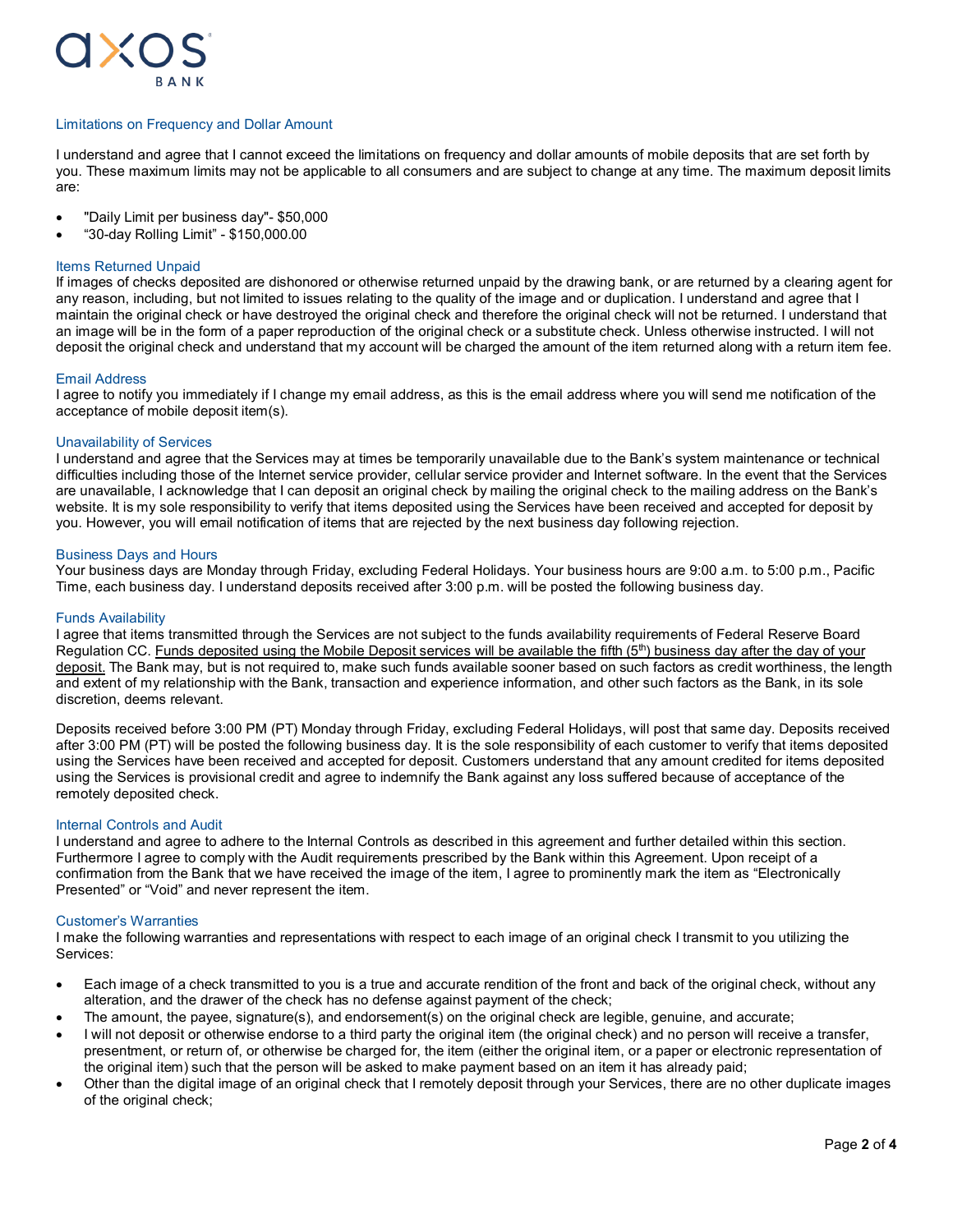### Limitations on Frequency and Dollar Amount

I understand and agree that I cannot exceed the limitations on frequency and dollar amounts of mobile deposits that are set forth by you. These maximum limits may not be applicable to all consumers and are subject to change at any time. The maximum deposit limits are:

- "Daily Limit per business day"- $50,000
- “30-day Rolling Limit” - $150,000.00

### Items Returned Unpaid

If images of checks deposited are dishonored or otherwise returned unpaid by the drawing bank, or are returned by a clearing agent for any reason, including, but not limited to issues relating to the quality of the image and or duplication. I understand and agree that I maintain the original check or have destroyed the original check and therefore the original check will not be returned. I understand that an image will be in the form of a paper reproduction of the original check or a substitute check. Unless otherwise instructed. I will not deposit the original check and understand that my account will be charged the amount of the item returned along with a return item fee.

### Email Address

I agree to notify you immediately if I change my email address, as this is the email address where you will send me notification of the acceptance of mobile deposit item(s).

### Unavailability of Services

I understand and agree that the Services may at times be temporarily unavailable due to the Bank’s system maintenance or technical difficulties including those of the Internet service provider, cellular service provider and Internet software. In the event that the Services are unavailable, I acknowledge that I can deposit an original check by mailing the original check to the mailing address on the Bank’s website. It is my sole responsibility to verify that items deposited using the Services have been received and accepted for deposit by you. However, you will email notification of items that are rejected by the next business day following rejection.

### Business Days and Hours

Your business days are Monday through Friday, excluding Federal Holidays. Your business hours are 9:00 a.m. to 5:00 p.m., Pacific Time, each business day. I understand deposits received after 3:00 p.m. will be posted the following business day.

### Funds Availability

I agree that items transmitted through the Services are not subject to the funds availability requirements of Federal Reserve Board Regulation CC. <u>Funds deposited using the Mobile Deposit services will be available the fifth (5th) business day after the day of your deposit.</u> The Bank may, but is not required to, make such funds available sooner based on such factors as credit worthiness, the length and extent of my relationship with the Bank, transaction and experience information, and other such factors as the Bank, in its sole discretion, deems relevant.

Deposits received before 3:00 PM (PT) Monday through Friday, excluding Federal Holidays, will post that same day. Deposits received after 3:00 PM (PT) will be posted the following business day. It is the sole responsibility of each customer to verify that items deposited using the Services have been received and accepted for deposit. Customers understand that any amount credited for items deposited using the Services is provisional credit and agree to indemnify the Bank against any loss suffered because of acceptance of the remotely deposited check.

### Internal Controls and Audit

I understand and agree to adhere to the Internal Controls as described in this agreement and further detailed within this section. Furthermore I agree to comply with the Audit requirements prescribed by the Bank within this Agreement. Upon receipt of a confirmation from the Bank that we have received the image of the item, I agree to prominently mark the item as “Electronically Presented” or “Void” and never represent the item.

### Customer’s Warranties

I make the following warranties and representations with respect to each image of an original check I transmit to you utilizing the Services:

- Each image of a check transmitted to you is a true and accurate rendition of the front and back of the original check, without any alteration, and the drawer of the check has no defense against payment of the check;
- The amount, the payee, signature(s), and endorsement(s) on the original check are legible, genuine, and accurate;
- I will not deposit or otherwise endorse to a third party the original item (the original check) and no person will receive a transfer, presentment, or return of, or otherwise be charged for, the item (either the original item, or a paper or electronic representation of the original item) such that the person will be asked to make payment based on an item it has already paid;
- Other than the digital image of an original check that I remotely deposit through your Services, there are no other duplicate images of the original check;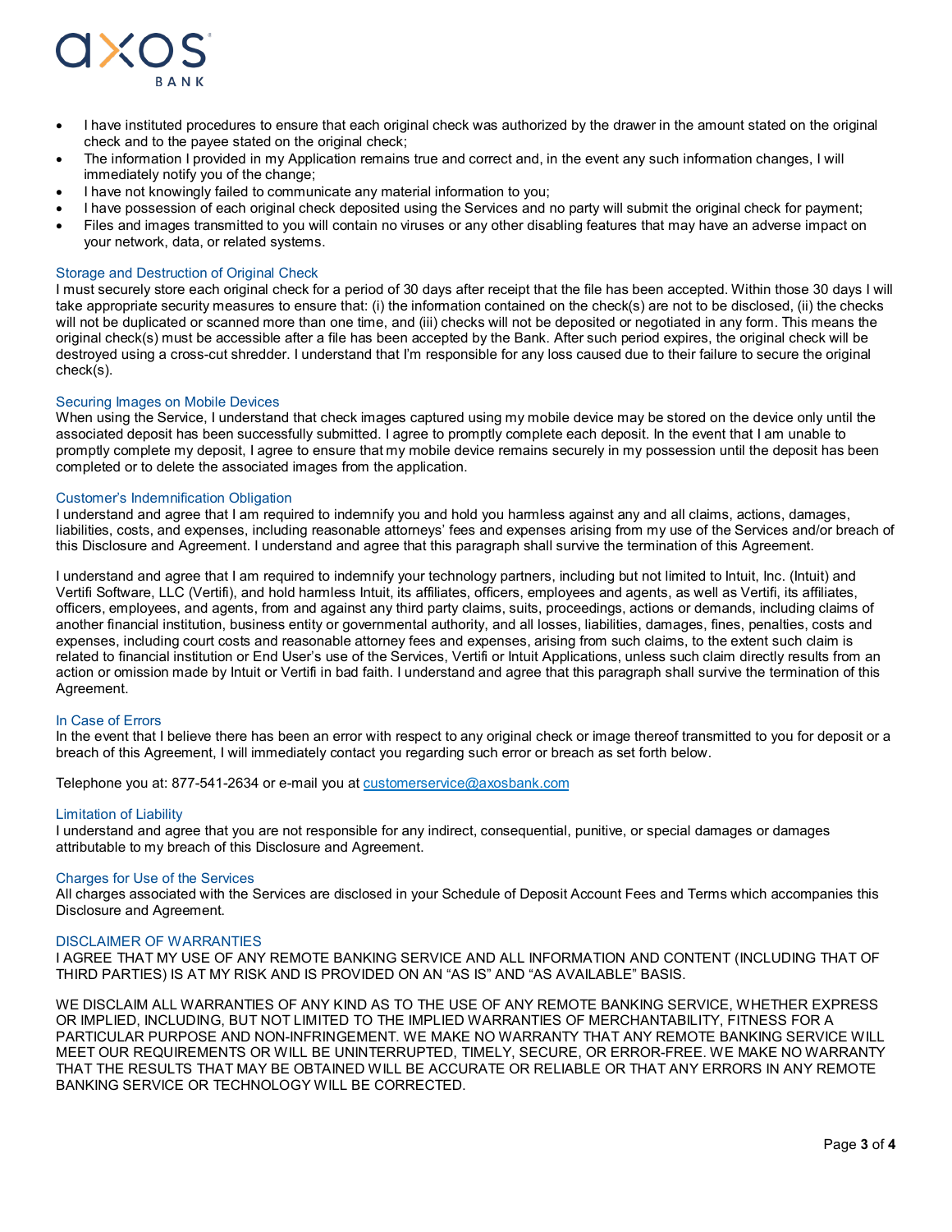- I have instituted procedures to ensure that each original check was authorized by the drawer in the amount stated on the original check and to the payee stated on the original check;
- The information I provided in my Application remains true and correct and, in the event any such information changes, I will immediately notify you of the change;
- I have not knowingly failed to communicate any material information to you;
- I have possession of each original check deposited using the Services and no party will submit the original check for payment;
- Files and images transmitted to you will contain no viruses or any other disabling features that may have an adverse impact on your network, data, or related systems.

### Storage and Destruction of Original Check

I must securely store each original check for a period of 30 days after receipt that the file has been accepted. Within those 30 days I will take appropriate security measures to ensure that: (i) the information contained on the check(s) are not to be disclosed, (ii) the checks will not be duplicated or scanned more than one time, and (iii) checks will not be deposited or negotiated in any form. This means the original check(s) must be accessible after a file has been accepted by the Bank. After such period expires, the original check will be destroyed using a cross-cut shredder. I understand that I'm responsible for any loss caused due to their failure to secure the original check(s).

### Securing Images on Mobile Devices

When using the Service, I understand that check images captured using my mobile device may be stored on the device only until the associated deposit has been successfully submitted. I agree to promptly complete each deposit. In the event that I am unable to promptly complete my deposit, I agree to ensure that my mobile device remains securely in my possession until the deposit has been completed or to delete the associated images from the application.

### Customer's Indemnification Obligation

I understand and agree that I am required to indemnify you and hold you harmless against any and all claims, actions, damages, liabilities, costs, and expenses, including reasonable attorneys' fees and expenses arising from my use of the Services and/or breach of this Disclosure and Agreement. I understand and agree that this paragraph shall survive the termination of this Agreement.

I understand and agree that I am required to indemnify your technology partners, including but not limited to Intuit, Inc. (Intuit) and Vertifi Software, LLC (Vertifi), and hold harmless Intuit, its affiliates, officers, employees and agents, as well as Vertifi, its affiliates, officers, employees, and agents, from and against any third party claims, suits, proceedings, actions or demands, including claims of another financial institution, business entity or governmental authority, and all losses, liabilities, damages, fines, penalties, costs and expenses, including court costs and reasonable attorney fees and expenses, arising from such claims, to the extent such claim is related to financial institution or End User's use of the Services, Vertifi or Intuit Applications, unless such claim directly results from an action or omission made by Intuit or Vertifi in bad faith. I understand and agree that this paragraph shall survive the termination of this Agreement.

### In Case of Errors

In the event that I believe there has been an error with respect to any original check or image thereof transmitted to you for deposit or a breach of this Agreement, I will immediately contact you regarding such error or breach as set forth below.

Telephone you at: 877-541-2634 or e-mail you at customerservice@axosbank.com

### Limitation of Liability

I understand and agree that you are not responsible for any indirect, consequential, punitive, or special damages or damages attributable to my breach of this Disclosure and Agreement.

### Charges for Use of the Services

All charges associated with the Services are disclosed in your Schedule of Deposit Account Fees and Terms which accompanies this Disclosure and Agreement.

### DISCLAIMER OF WARRANTIES

I AGREE THAT MY USE OF ANY REMOTE BANKING SERVICE AND ALL INFORMATION AND CONTENT (INCLUDING THAT OF THIRD PARTIES) IS AT MY RISK AND IS PROVIDED ON AN "AS IS" AND "AS AVAILABLE" BASIS.

WE DISCLAIM ALL WARRANTIES OF ANY KIND AS TO THE USE OF ANY REMOTE BANKING SERVICE, WHETHER EXPRESS OR IMPLIED, INCLUDING, BUT NOT LIMITED TO THE IMPLIED WARRANTIES OF MERCHANTABILITY, FITNESS FOR A PARTICULAR PURPOSE AND NON-INFRINGEMENT. WE MAKE NO WARRANTY THAT ANY REMOTE BANKING SERVICE WILL MEET OUR REQUIREMENTS OR WILL BE UNINTERRUPTED, TIMELY, SECURE, OR ERROR-FREE. WE MAKE NO WARRANTY THAT THE RESULTS THAT MAY BE OBTAINED WILL BE ACCURATE OR RELIABLE OR THAT ANY ERRORS IN ANY REMOTE BANKING SERVICE OR TECHNOLOGY WILL BE CORRECTED.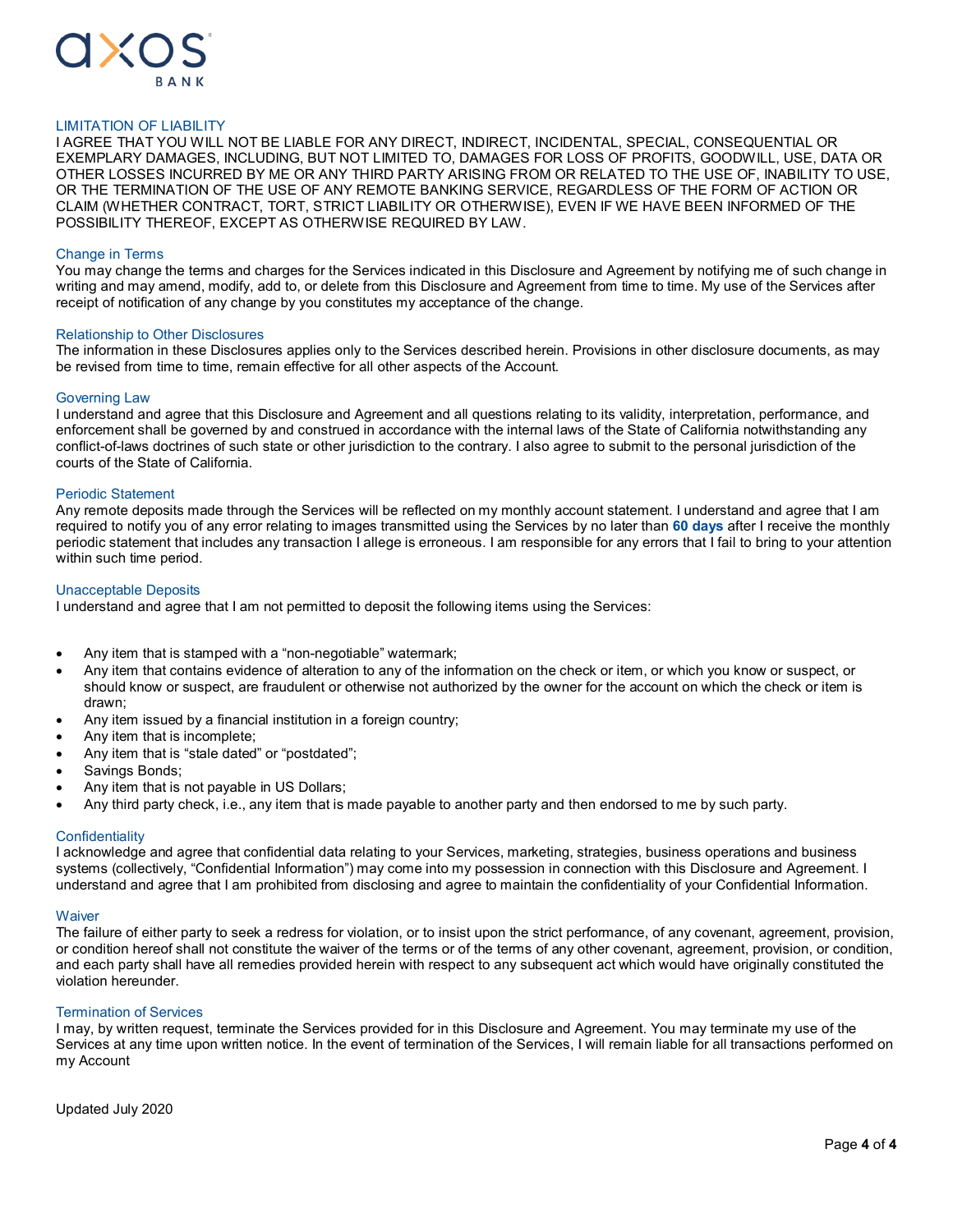### LIMITATION OF LIABILITY

I AGREE THAT YOU WILL NOT BE LIABLE FOR ANY DIRECT, INDIRECT, INCIDENTAL, SPECIAL, CONSEQUENTIAL OR EXEMPLARY DAMAGES, INCLUDING, BUT NOT LIMITED TO, DAMAGES FOR LOSS OF PROFITS, GOODWILL, USE, DATA OR OTHER LOSSES INCURRED BY ME OR ANY THIRD PARTY ARISING FROM OR RELATED TO THE USE OF, INABILITY TO USE, OR THE TERMINATION OF THE USE OF ANY REMOTE BANKING SERVICE, REGARDLESS OF THE FORM OF ACTION OR CLAIM (WHETHER CONTRACT, TORT, STRICT LIABILITY OR OTHERWISE), EVEN IF WE HAVE BEEN INFORMED OF THE POSSIBILITY THEREOF, EXCEPT AS OTHERWISE REQUIRED BY LAW.

### Change in Terms

You may change the terms and charges for the Services indicated in this Disclosure and Agreement by notifying me of such change in writing and may amend, modify, add to, or delete from this Disclosure and Agreement from time to time. My use of the Services after receipt of notification of any change by you constitutes my acceptance of the change.

### Relationship to Other Disclosures

The information in these Disclosures applies only to the Services described herein. Provisions in other disclosure documents, as may be revised from time to time, remain effective for all other aspects of the Account.

### Governing Law

I understand and agree that this Disclosure and Agreement and all questions relating to its validity, interpretation, performance, and enforcement shall be governed by and construed in accordance with the internal laws of the State of California notwithstanding any conflict-of-laws doctrines of such state or other jurisdiction to the contrary. I also agree to submit to the personal jurisdiction of the courts of the State of California.

### Periodic Statement

Any remote deposits made through the Services will be reflected on my monthly account statement. I understand and agree that I am required to notify you of any error relating to images transmitted using the Services by no later than **60 days** after I receive the monthly periodic statement that includes any transaction I allege is erroneous. I am responsible for any errors that I fail to bring to your attention within such time period.

### Unacceptable Deposits

I understand and agree that I am not permitted to deposit the following items using the Services:

- Any item that is stamped with a "non-negotiable" watermark;
- Any item that contains evidence of alteration to any of the information on the check or item, or which you know or suspect, or should know or suspect, are fraudulent or otherwise not authorized by the owner for the account on which the check or item is drawn;
- Any item issued by a financial institution in a foreign country;
- Any item that is incomplete;
- Any item that is "stale dated" or "postdated";
- Savings Bonds;
- Any item that is not payable in US Dollars;
- Any third party check, i.e., any item that is made payable to another party and then endorsed to me by such party.

### Confidentiality

I acknowledge and agree that confidential data relating to your Services, marketing, strategies, business operations and business systems (collectively, "Confidential Information") may come into my possession in connection with this Disclosure and Agreement. I understand and agree that I am prohibited from disclosing and agree to maintain the confidentiality of your Confidential Information.

### Waiver

The failure of either party to seek a redress for violation, or to insist upon the strict performance, of any covenant, agreement, provision, or condition hereof shall not constitute the waiver of the terms or of the terms of any other covenant, agreement, provision, or condition, and each party shall have all remedies provided herein with respect to any subsequent act which would have originally constituted the violation hereunder.

### Termination of Services

I may, by written request, terminate the Services provided for in this Disclosure and Agreement. You may terminate my use of the Services at any time upon written notice. In the event of termination of the Services, I will remain liable for all transactions performed on my Account

Updated July 2020